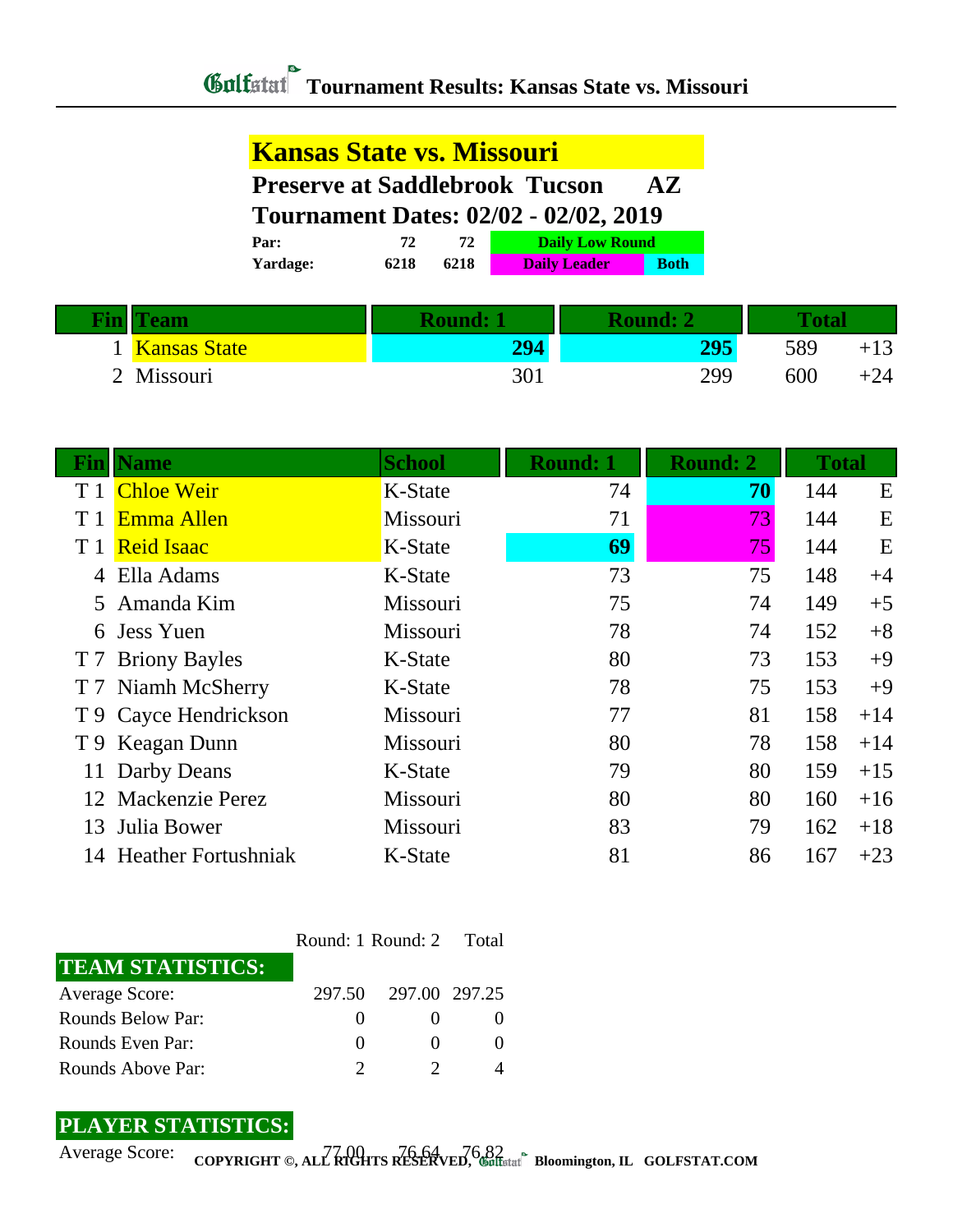# Golfstat Tournament Results: Kansas State vs. Missouri

## Kansas State vs. Missouri

**Preserve at Saddlebrook Tucson AZ**

**Tournament Dates: 02/02 - 02/02, 2019**

| | | | |
|---|---|---|---|
| **Par:** | **72** | **72** | **Daily Low Round** |
| **Yardage:** | **6218** | **6218** | **Daily Leader** / **Both** |

| Fin | Team | Round: 1 | Round: 2 | Total | |
|---|---|---|---|---|---|
| 1 | Kansas State | **294** | **295** | 589 | +13 |
| 2 | Missouri | 301 | 299 | 600 | +24 |

| Fin | Name | School | Round: 1 | Round: 2 | Total | |
|---|---|---|---|---|---|---|
| T 1 | Chloe Weir | K-State | 74 | **70** | 144 | E |
| T 1 | Emma Allen | Missouri | 71 | 73 | 144 | E |
| T 1 | Reid Isaac | K-State | **69** | 75 | 144 | E |
| 4 | Ella Adams | K-State | 73 | 75 | 148 | +4 |
| 5 | Amanda Kim | Missouri | 75 | 74 | 149 | +5 |
| 6 | Jess Yuen | Missouri | 78 | 74 | 152 | +8 |
| T 7 | Briony Bayles | K-State | 80 | 73 | 153 | +9 |
| T 7 | Niamh McSherry | K-State | 78 | 75 | 153 | +9 |
| T 9 | Cayce Hendrickson | Missouri | 77 | 81 | 158 | +14 |
| T 9 | Keagan Dunn | Missouri | 80 | 78 | 158 | +14 |
| 11 | Darby Deans | K-State | 79 | 80 | 159 | +15 |
| 12 | Mackenzie Perez | Missouri | 80 | 80 | 160 | +16 |
| 13 | Julia Bower | Missouri | 83 | 79 | 162 | +18 |
| 14 | Heather Fortushniak | K-State | 81 | 86 | 167 | +23 |

| TEAM STATISTICS: | Round: 1 | Round: 2 | Total |
|---|---|---|---|
| Average Score: | 297.50 | 297.00 | 297.25 |
| Rounds Below Par: | 0 | 0 | 0 |
| Rounds Even Par: | 0 | 0 | 0 |
| Rounds Above Par: | 2 | 2 | 4 |

| PLAYER STATISTICS: | Round: 1 | Round: 2 | Total |
|---|---|---|---|
| Average Score: | 77.00 | 76.64 | 76.82 |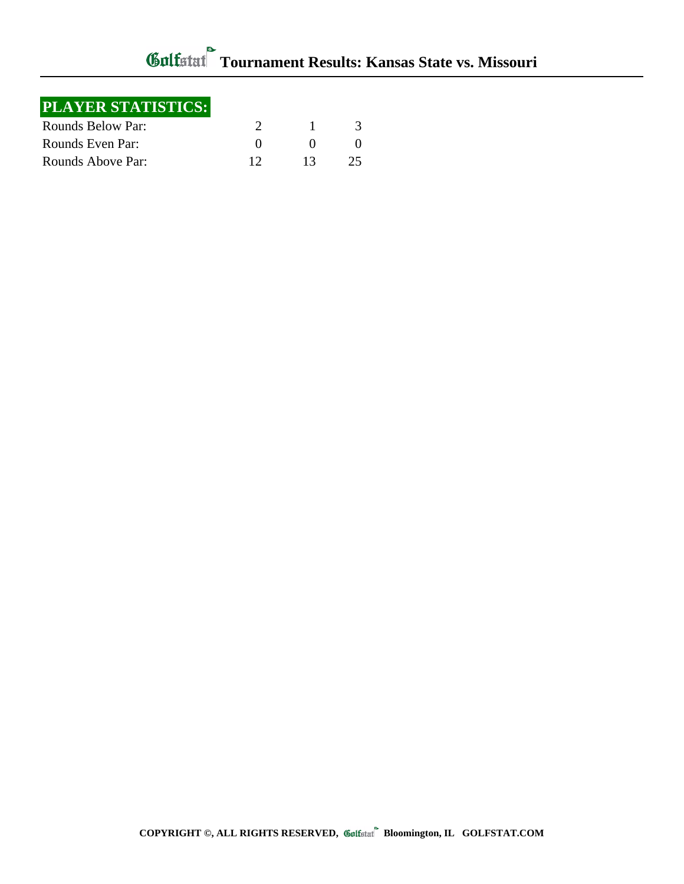## PLAYER STATISTICS:

| | | | |
|---|---|---|---|
| Rounds Below Par: | 2 | 1 | 3 |
| Rounds Even Par: | 0 | 0 | 0 |
| Rounds Above Par: | 12 | 13 | 25 |